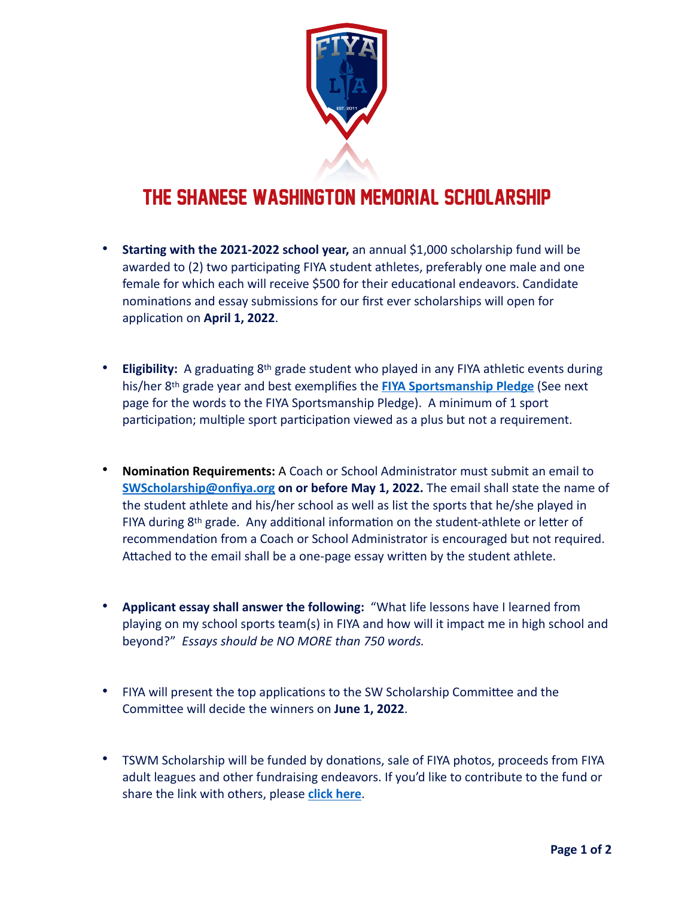# THE SHANESE WASHINGTON MEMORIAL SCHOLARSHIP

- **Starting with the 2021-2022 school year,** an annual $1,000 scholarship fund will be awarded to (2) two participating FIYA student athletes, preferably one male and one female for which each will receive $500 for their educational endeavors. Candidate nominations and essay submissions for our first ever scholarships will open for application on **April 1, 2022**.

- **Eligibility:** A graduating 8th grade student who played in any FIYA athletic events during his/her 8th grade year and best exemplifies the **FIYA Sportsmanship Pledge** (See next page for the words to the FIYA Sportsmanship Pledge). A minimum of 1 sport participation; multiple sport participation viewed as a plus but not a requirement.

- **Nomination Requirements:** A Coach or School Administrator must submit an email to **SWScholarship@onfiya.org on or before May 1, 2022.** The email shall state the name of the student athlete and his/her school as well as list the sports that he/she played in FIYA during 8th grade. Any additional information on the student-athlete or letter of recommendation from a Coach or School Administrator is encouraged but not required. Attached to the email shall be a one-page essay written by the student athlete.

- **Applicant essay shall answer the following:** "What life lessons have I learned from playing on my school sports team(s) in FIYA and how will it impact me in high school and beyond?" *Essays should be NO MORE than 750 words.*

- FIYA will present the top applications to the SW Scholarship Committee and the Committee will decide the winners on **June 1, 2022**.

- TSWM Scholarship will be funded by donations, sale of FIYA photos, proceeds from FIYA adult leagues and other fundraising endeavors. If you'd like to contribute to the fund or share the link with others, please **click here**.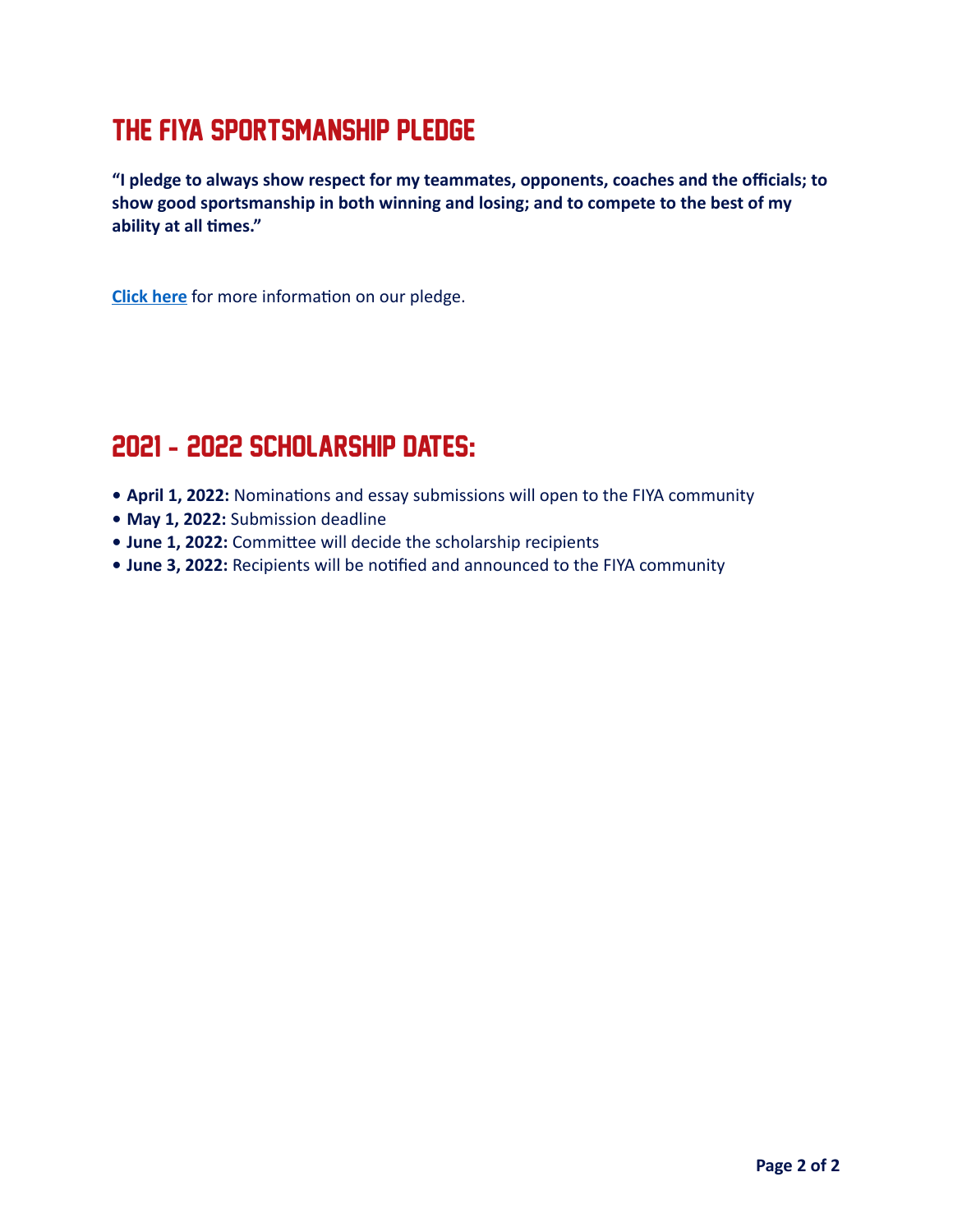## THE FIYA SPORTSMANSHIP PLEDGE

**"I pledge to always show respect for my teammates, opponents, coaches and the officials; to show good sportsmanship in both winning and losing; and to compete to the best of my ability at all times."**

**Click here** for more information on our pledge.

## 2021 - 2022 SCHOLARSHIP DATES:

- **April 1, 2022:** Nominations and essay submissions will open to the FIYA community
- **May 1, 2022:** Submission deadline
- **June 1, 2022:** Committee will decide the scholarship recipients
- **June 3, 2022:** Recipients will be notified and announced to the FIYA community